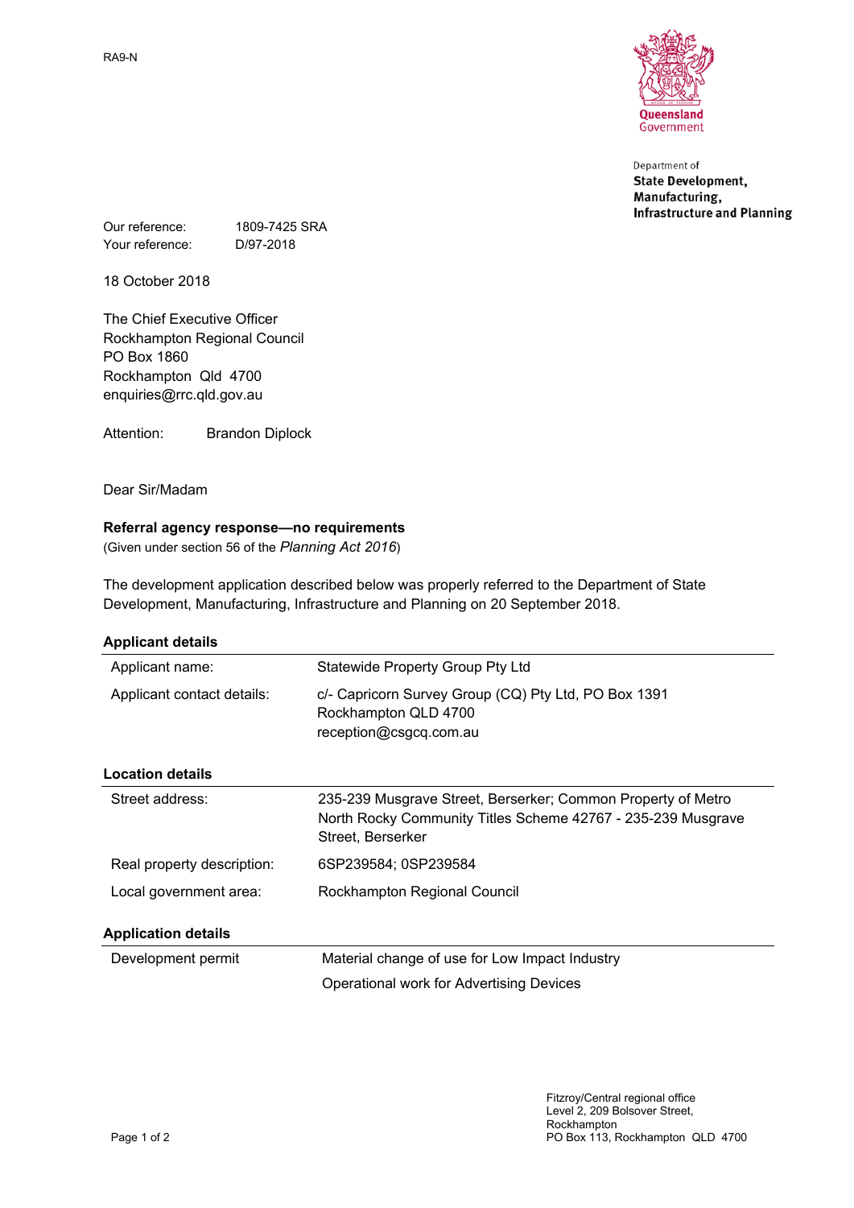RA9-N

Queensland Government

Department of
**State Development, Manufacturing, Infrastructure and Planning**

Our reference: 1809-7425 SRA
Your reference: D/97-2018

18 October 2018

The Chief Executive Officer
Rockhampton Regional Council
PO Box 1860
Rockhampton Qld 4700
enquiries@rrc.qld.gov.au

Attention: Brandon Diplock

Dear Sir/Madam

**Referral agency response—no requirements**
(Given under section 56 of the *Planning Act 2016*)

The development application described below was properly referred to the Department of State Development, Manufacturing, Infrastructure and Planning on 20 September 2018.

**Applicant details**

| | |
|---|---|
| Applicant name: | Statewide Property Group Pty Ltd |
| Applicant contact details: | c/- Capricorn Survey Group (CQ) Pty Ltd, PO Box 1391 Rockhampton QLD 4700 reception@csgcq.com.au |

**Location details**

| | |
|---|---|
| Street address: | 235-239 Musgrave Street, Berserker; Common Property of Metro North Rocky Community Titles Scheme 42767 - 235-239 Musgrave Street, Berserker |
| Real property description: | 6SP239584; 0SP239584 |
| Local government area: | Rockhampton Regional Council |

**Application details**

| | |
|---|---|
| Development permit | Material change of use for Low Impact Industry |
| | Operational work for Advertising Devices |

Fitzroy/Central regional office
Level 2, 209 Bolsover Street,
Rockhampton
PO Box 113, Rockhampton QLD 4700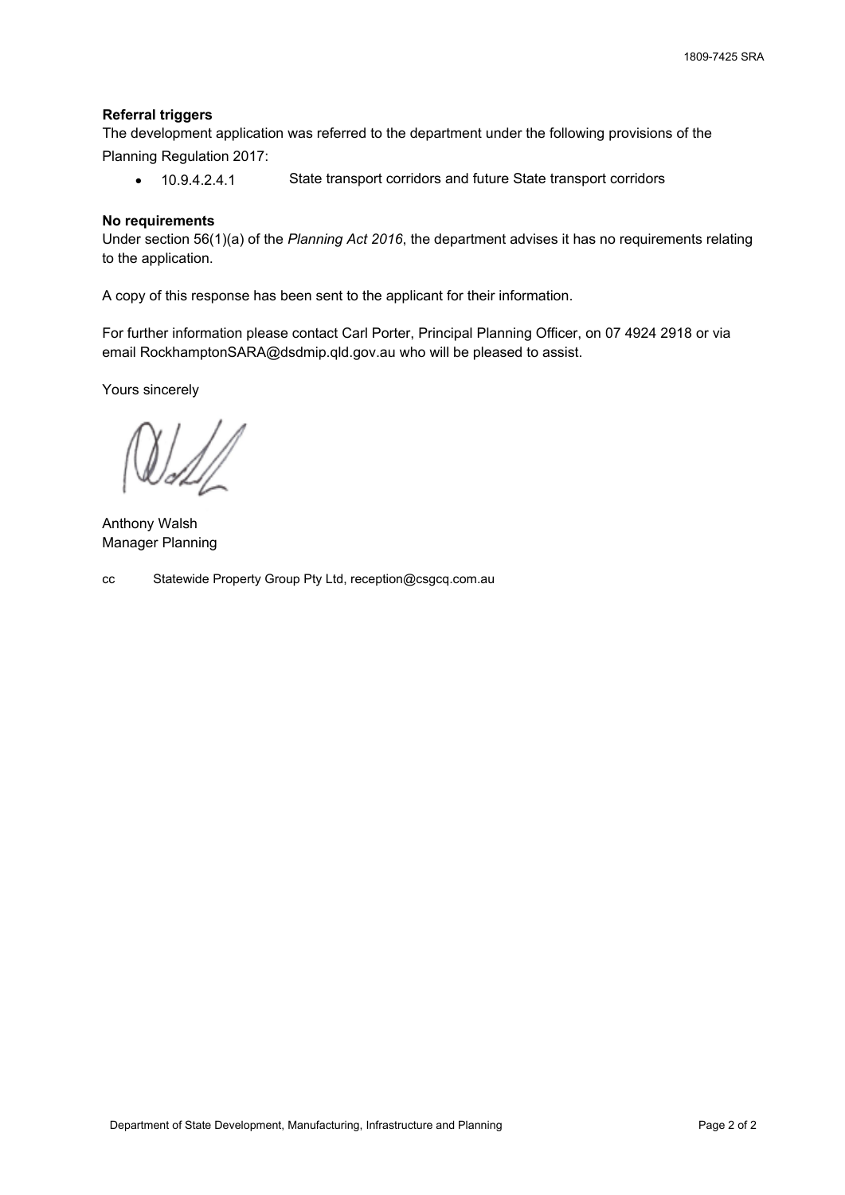**Referral triggers**

The development application was referred to the department under the following provisions of the Planning Regulation 2017:

- 10.9.4.2.4.1 State transport corridors and future State transport corridors

**No requirements**

Under section 56(1)(a) of the *Planning Act 2016*, the department advises it has no requirements relating to the application.

A copy of this response has been sent to the applicant for their information.

For further information please contact Carl Porter, Principal Planning Officer, on 07 4924 2918 or via email RockhamptonSARA@dsdmip.qld.gov.au who will be pleased to assist.

Yours sincerely

Anthony Walsh
Manager Planning

cc Statewide Property Group Pty Ltd, reception@csgcq.com.au